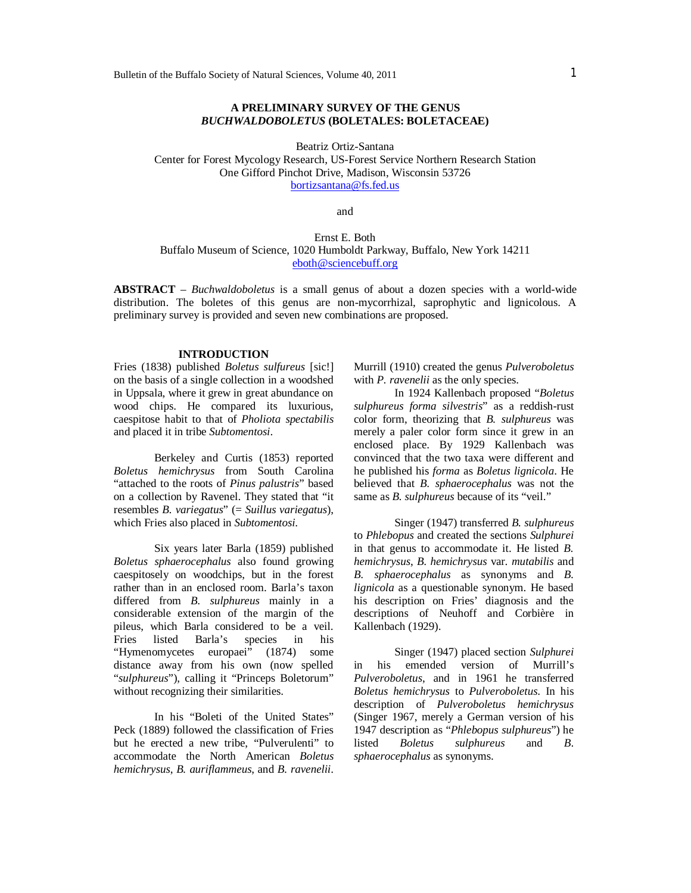# A PRELIMINARY SURVEY OF THE GENUS *BUCHWALDOBOLETUS* (BOLETALES: BOLETACEAE)

Beatriz Ortiz-Santana
Center for Forest Mycology Research, US-Forest Service Northern Research Station
One Gifford Pinchot Drive, Madison, Wisconsin 53726
bortizsantana@fs.fed.us

and

Ernst E. Both
Buffalo Museum of Science, 1020 Humboldt Parkway, Buffalo, New York 14211
eboth@sciencebuff.org

**ABSTRACT** – *Buchwaldoboletus* is a small genus of about a dozen species with a world-wide distribution. The boletes of this genus are non-mycorrhizal, saprophytic and lignicolous. A preliminary survey is provided and seven new combinations are proposed.

## INTRODUCTION

Fries (1838) published *Boletus sulfureus* [sic!] on the basis of a single collection in a woodshed in Uppsala, where it grew in great abundance on wood chips. He compared its luxurious, caespitose habit to that of *Pholiota spectabilis* and placed it in tribe *Subtomentosi*.

Berkeley and Curtis (1853) reported *Boletus hemichrysus* from South Carolina "attached to the roots of *Pinus palustris*" based on a collection by Ravenel. They stated that "it resembles *B. variegatus*" (= *Suillus variegatus*), which Fries also placed in *Subtomentosi*.

Six years later Barla (1859) published *Boletus sphaerocephalus* also found growing caespitosely on woodchips, but in the forest rather than in an enclosed room. Barla's taxon differed from *B. sulphureus* mainly in a considerable extension of the margin of the pileus, which Barla considered to be a veil. Fries listed Barla's species in his "Hymenomycetes europaei" (1874) some distance away from his own (now spelled "*sulphureus*"), calling it "Princeps Boletorum" without recognizing their similarities.

In his "Boleti of the United States" Peck (1889) followed the classification of Fries but he erected a new tribe, "Pulverulenti" to accommodate the North American *Boletus hemichrysus*, *B. auriflammeus*, and *B. ravenelii*. Murrill (1910) created the genus *Pulveroboletus* with *P. ravenelii* as the only species.

In 1924 Kallenbach proposed "*Boletus sulphureus forma silvestris*" as a reddish-rust color form, theorizing that *B. sulphureus* was merely a paler color form since it grew in an enclosed place. By 1929 Kallenbach was convinced that the two taxa were different and he published his *forma* as *Boletus lignicola*. He believed that *B. sphaerocephalus* was not the same as *B. sulphureus* because of its "veil."

Singer (1947) transferred *B. sulphureus* to *Phlebopus* and created the sections *Sulphurei* in that genus to accommodate it. He listed *B. hemichrysus*, *B. hemichrysus* var. *mutabilis* and *B. sphaerocephalus* as synonyms and *B. lignicola* as a questionable synonym. He based his description on Fries' diagnosis and the descriptions of Neuhoff and Corbière in Kallenbach (1929).

Singer (1947) placed section *Sulphurei* in his emended version of Murrill's *Pulveroboletus*, and in 1961 he transferred *Boletus hemichrysus* to *Pulveroboletus*. In his description of *Pulveroboletus hemichrysus* (Singer 1967, merely a German version of his 1947 description as "*Phlebopus sulphureus*") he listed *Boletus sulphureus* and *B. sphaerocephalus* as synonyms.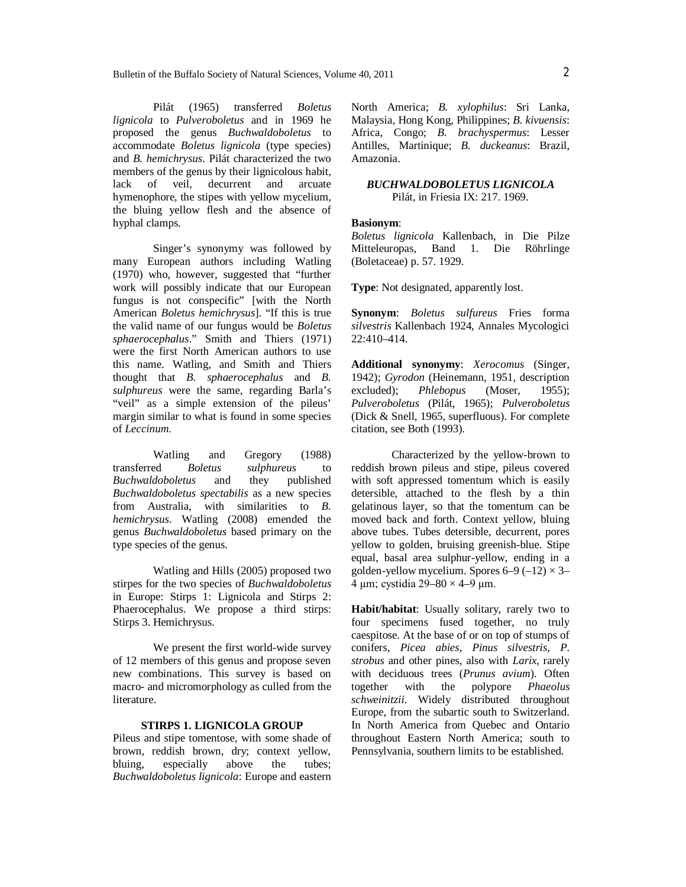Pilát (1965) transferred *Boletus lignicola* to *Pulveroboletus* and in 1969 he proposed the genus *Buchwaldoboletus* to accommodate *Boletus lignicola* (type species) and *B. hemichrysus*. Pilát characterized the two members of the genus by their lignicolous habit, lack of veil, decurrent and arcuate hymenophore, the stipes with yellow mycelium, the bluing yellow flesh and the absence of hyphal clamps.

Singer's synonymy was followed by many European authors including Watling (1970) who, however, suggested that "further work will possibly indicate that our European fungus is not conspecific" [with the North American *Boletus hemichrysus*]. "If this is true the valid name of our fungus would be *Boletus sphaerocephalus*." Smith and Thiers (1971) were the first North American authors to use this name. Watling, and Smith and Thiers thought that *B. sphaerocephalus* and *B. sulphureus* were the same, regarding Barla's "veil" as a simple extension of the pileus' margin similar to what is found in some species of *Leccinum.*

Watling and Gregory (1988) transferred *Boletus sulphureus* to *Buchwaldoboletus* and they published *Buchwaldoboletus spectabilis* as a new species from Australia, with similarities to *B. hemichrysus*. Watling (2008) emended the genus *Buchwaldoboletus* based primary on the type species of the genus.

Watling and Hills (2005) proposed two stirpes for the two species of *Buchwaldoboletus* in Europe: Stirps 1: Lignicola and Stirps 2: Phaerocephalus. We propose a third stirps: Stirps 3. Hemichrysus.

We present the first world-wide survey of 12 members of this genus and propose seven new combinations. This survey is based on macro- and micromorphology as culled from the literature.

## STIRPS 1. LIGNICOLA GROUP

Pileus and stipe tomentose, with some shade of brown, reddish brown, dry; context yellow, bluing, especially above the tubes; *Buchwaldoboletus lignicola*: Europe and eastern North America; *B. xylophilus*: Sri Lanka, Malaysia, Hong Kong, Philippines; *B. kivuensis*: Africa, Congo; *B. brachyspermus*: Lesser Antilles, Martinique; *B. duckeanus*: Brazil, Amazonia.

### *BUCHWALDOBOLETUS LIGNICOLA*

Pilát, in Friesia IX: 217. 1969.

**Basionym**:
*Boletus lignicola* Kallenbach, in Die Pilze Mitteleuropas, Band 1. Die Röhrlinge (Boletaceae) p. 57. 1929.

**Type**: Not designated, apparently lost.

**Synonym**: *Boletus sulfureus* Fries forma *silvestris* Kallenbach 1924, Annales Mycologici 22:410–414.

**Additional synonymy**: *Xerocomus* (Singer, 1942); *Gyrodon* (Heinemann, 1951, description excluded); *Phlebopus* (Moser, 1955); *Pulveroboletus* (Pilát, 1965); *Pulveroboletus* (Dick & Snell, 1965, superfluous). For complete citation, see Both (1993).

Characterized by the yellow-brown to reddish brown pileus and stipe, pileus covered with soft appressed tomentum which is easily detersible, attached to the flesh by a thin gelatinous layer, so that the tomentum can be moved back and forth. Context yellow, bluing above tubes. Tubes detersible, decurrent, pores yellow to golden, bruising greenish-blue. Stipe equal, basal area sulphur-yellow, ending in a golden-yellow mycelium. Spores 6–9 (–12) × 3–4 µm; cystidia 29–80 × 4–9 µm.

**Habit/habitat**: Usually solitary, rarely two to four specimens fused together, no truly caespitose. At the base of or on top of stumps of conifers, *Picea abies*, *Pinus silvestris*, *P. strobus* and other pines, also with *Larix*, rarely with deciduous trees (*Prunus avium*). Often together with the polypore *Phaeolus schweinitzii*. Widely distributed throughout Europe, from the subartic south to Switzerland. In North America from Quebec and Ontario throughout Eastern North America; south to Pennsylvania, southern limits to be established.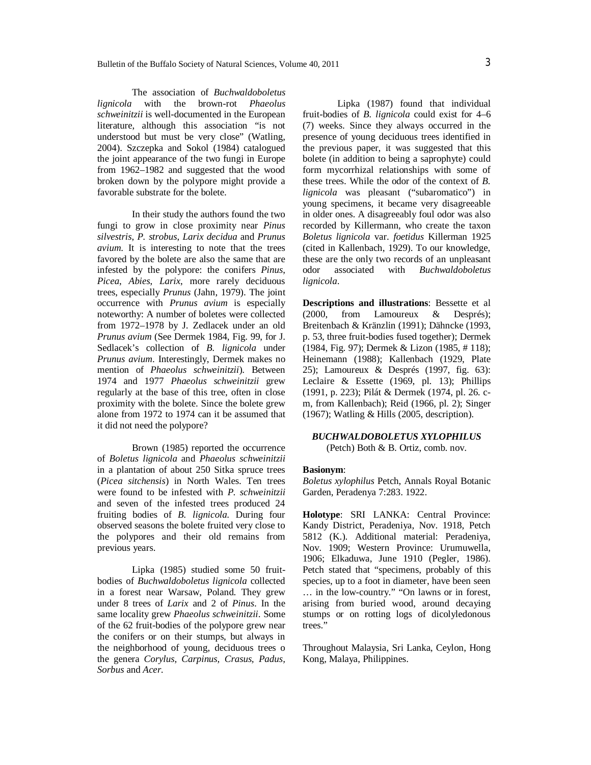The association of *Buchwaldoboletus lignicola* with the brown-rot *Phaeolus schweinitzii* is well-documented in the European literature, although this association "is not understood but must be very close" (Watling, 2004). Szczepka and Sokol (1984) catalogued the joint appearance of the two fungi in Europe from 1962–1982 and suggested that the wood broken down by the polypore might provide a favorable substrate for the bolete.

In their study the authors found the two fungi to grow in close proximity near *Pinus silvestris*, *P. strobus*, *Larix decidua* and *Prunus avium*. It is interesting to note that the trees favored by the bolete are also the same that are infested by the polypore: the conifers *Pinus*, *Picea*, *Abies*, *Larix*, more rarely deciduous trees, especially *Prunus* (Jahn, 1979). The joint occurrence with *Prunus avium* is especially noteworthy: A number of boletes were collected from 1972–1978 by J. Zedlacek under an old *Prunus avium* (See Dermek 1984, Fig. 99, for J. Sedlacek's collection of *B. lignicola* under *Prunus avium*. Interestingly, Dermek makes no mention of *Phaeolus schweinitzii*). Between 1974 and 1977 *Phaeolus schweinitzii* grew regularly at the base of this tree, often in close proximity with the bolete. Since the bolete grew alone from 1972 to 1974 can it be assumed that it did not need the polypore?

Brown (1985) reported the occurrence of *Boletus lignicola* and *Phaeolus schweinitzii* in a plantation of about 250 Sitka spruce trees (*Picea sitchensis*) in North Wales. Ten trees were found to be infested with *P. schweinitzii* and seven of the infested trees produced 24 fruiting bodies of *B. lignicola*. During four observed seasons the bolete fruited very close to the polypores and their old remains from previous years.

Lipka (1985) studied some 50 fruit-bodies of *Buchwaldoboletus lignicola* collected in a forest near Warsaw, Poland. They grew under 8 trees of *Larix* and 2 of *Pinus*. In the same locality grew *Phaeolus schweinitzii*. Some of the 62 fruit-bodies of the polypore grew near the conifers or on their stumps, but always in the neighborhood of young, deciduous trees o the genera *Corylus, Carpinus, Crasus, Padus, Sorbus* and *Acer*.

Lipka (1987) found that individual fruit-bodies of *B. lignicola* could exist for 4–6 (7) weeks. Since they always occurred in the presence of young deciduous trees identified in the previous paper, it was suggested that this bolete (in addition to being a saprophyte) could form mycorrhizal relationships with some of these trees. While the odor of the context of *B. lignicola* was pleasant ("subaromatico") in young specimens, it became very disagreeable in older ones. A disagreeably foul odor was also recorded by Killermann, who create the taxon *Boletus lignicola* var. *foetidus* Killerman 1925 (cited in Kallenbach, 1929). To our knowledge, these are the only two records of an unpleasant odor associated with *Buchwaldoboletus lignicola*.

**Descriptions and illustrations**: Bessette et al (2000, from Lamoureux & Desprès); Breitenbach & Kränzlin (1991); Dähncke (1993, p. 53, three fruit-bodies fused together); Dermek (1984, Fig. 97); Dermek & Lizon (1985, # 118); Heinemann (1988); Kallenbach (1929, Plate 25); Lamoureux & Desprès (1997, fig. 63): Leclaire & Essette (1969, pl. 13); Phillips (1991, p. 223); Pilát & Dermek (1974, pl. 26. c-m, from Kallenbach); Reid (1966, pl. 2); Singer (1967); Watling & Hills (2005, description).

## *BUCHWALDOBOLETUS XYLOPHILUS*

(Petch) Both & B. Ortiz, comb. nov.

**Basionym**:
*Boletus xylophilus* Petch, Annals Royal Botanic Garden, Peradenya 7:283. 1922.

**Holotype**: SRI LANKA: Central Province: Kandy District, Peradeniya, Nov. 1918, Petch 5812 (K.). Additional material: Peradeniya, Nov. 1909; Western Province: Urumuwella, 1906; Elkaduwa, June 1910 (Pegler, 1986). Petch stated that "specimens, probably of this species, up to a foot in diameter, have been seen … in the low-country." "On lawns or in forest, arising from buried wood, around decaying stumps or on rotting logs of dicolyledonous trees."

Throughout Malaysia, Sri Lanka, Ceylon, Hong Kong, Malaya, Philippines.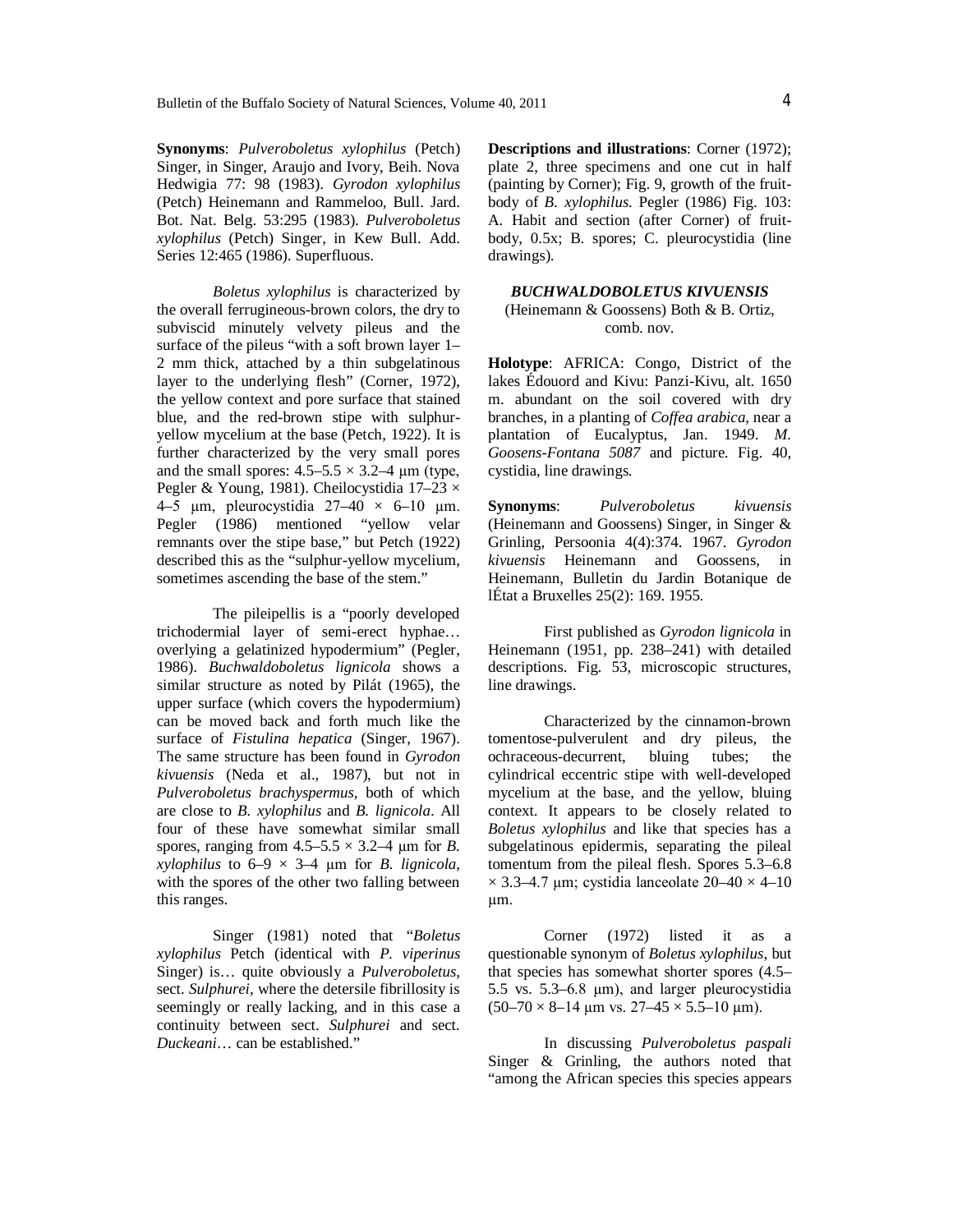**Synonyms**: *Pulveroboletus xylophilus* (Petch) Singer, in Singer, Araujo and Ivory, Beih. Nova Hedwigia 77: 98 (1983). *Gyrodon xylophilus* (Petch) Heinemann and Rammeloo, Bull. Jard. Bot. Nat. Belg. 53:295 (1983). *Pulveroboletus xylophilus* (Petch) Singer, in Kew Bull. Add. Series 12:465 (1986). Superfluous.

*Boletus xylophilus* is characterized by the overall ferrugineous-brown colors, the dry to subviscid minutely velvety pileus and the surface of the pileus "with a soft brown layer 1–2 mm thick, attached by a thin subgelatinous layer to the underlying flesh" (Corner, 1972), the yellow context and pore surface that stained blue, and the red-brown stipe with sulphur-yellow mycelium at the base (Petch, 1922). It is further characterized by the very small pores and the small spores: 4.5–5.5 × 3.2–4 µm (type, Pegler & Young, 1981). Cheilocystidia 17–23 × 4–5 µm, pleurocystidia 27–40 × 6–10 µm. Pegler (1986) mentioned "yellow velar remnants over the stipe base," but Petch (1922) described this as the "sulphur-yellow mycelium, sometimes ascending the base of the stem."

The pileipellis is a "poorly developed trichodermial layer of semi-erect hyphae… overlying a gelatinized hypodermium" (Pegler, 1986). *Buchwaldoboletus lignicola* shows a similar structure as noted by Pilát (1965), the upper surface (which covers the hypodermium) can be moved back and forth much like the surface of *Fistulina hepatica* (Singer, 1967). The same structure has been found in *Gyrodon kivuensis* (Neda et al., 1987), but not in *Pulveroboletus brachyspermus*, both of which are close to *B. xylophilus* and *B. lignicola*. All four of these have somewhat similar small spores, ranging from 4.5–5.5 × 3.2–4 µm for *B. xylophilus* to 6–9 × 3–4 µm for *B. lignicola*, with the spores of the other two falling between this ranges.

Singer (1981) noted that "*Boletus xylophilus* Petch (identical with *P. viperinus* Singer) is… quite obviously a *Pulveroboletus*, sect. *Sulphurei*, where the detersile fibrillosity is seemingly or really lacking, and in this case a continuity between sect. *Sulphurei* and sect. *Duckeani*… can be established."

**Descriptions and illustrations**: Corner (1972); plate 2, three specimens and one cut in half (painting by Corner); Fig. 9, growth of the fruit-body of *B. xylophilus*. Pegler (1986) Fig. 103: A. Habit and section (after Corner) of fruit-body, 0.5x; B. spores; C. pleurocystidia (line drawings).

### *BUCHWALDOBOLETUS KIVUENSIS* (Heinemann & Goossens) Both & B. Ortiz, comb. nov.

**Holotype**: AFRICA: Congo, District of the lakes Édouord and Kivu: Panzi-Kivu, alt. 1650 m. abundant on the soil covered with dry branches, in a planting of *Coffea arabica*, near a plantation of Eucalyptus, Jan. 1949. *M. Goosens-Fontana 5087* and picture. Fig. 40, cystidia, line drawings.

**Synonyms**: *Pulveroboletus kivuensis* (Heinemann and Goossens) Singer, in Singer & Grinling, Persoonia 4(4):374. 1967. *Gyrodon kivuensis* Heinemann and Goossens, in Heinemann, Bulletin du Jardin Botanique de lÉtat a Bruxelles 25(2): 169. 1955.

First published as *Gyrodon lignicola* in Heinemann (1951, pp. 238–241) with detailed descriptions. Fig. 53, microscopic structures, line drawings.

Characterized by the cinnamon-brown tomentose-pulverulent and dry pileus, the ochraceous-decurrent, bluing tubes; the cylindrical eccentric stipe with well-developed mycelium at the base, and the yellow, bluing context. It appears to be closely related to *Boletus xylophilus* and like that species has a subgelatinous epidermis, separating the pileal tomentum from the pileal flesh. Spores 5.3–6.8 × 3.3–4.7 µm; cystidia lanceolate 20–40 × 4–10 µm.

Corner (1972) listed it as a questionable synonym of *Boletus xylophilus*, but that species has somewhat shorter spores (4.5–5.5 vs. 5.3–6.8 µm), and larger pleurocystidia (50–70 × 8–14 µm vs. 27–45 × 5.5–10 µm).

In discussing *Pulveroboletus paspali* Singer & Grinling, the authors noted that "among the African species this species appears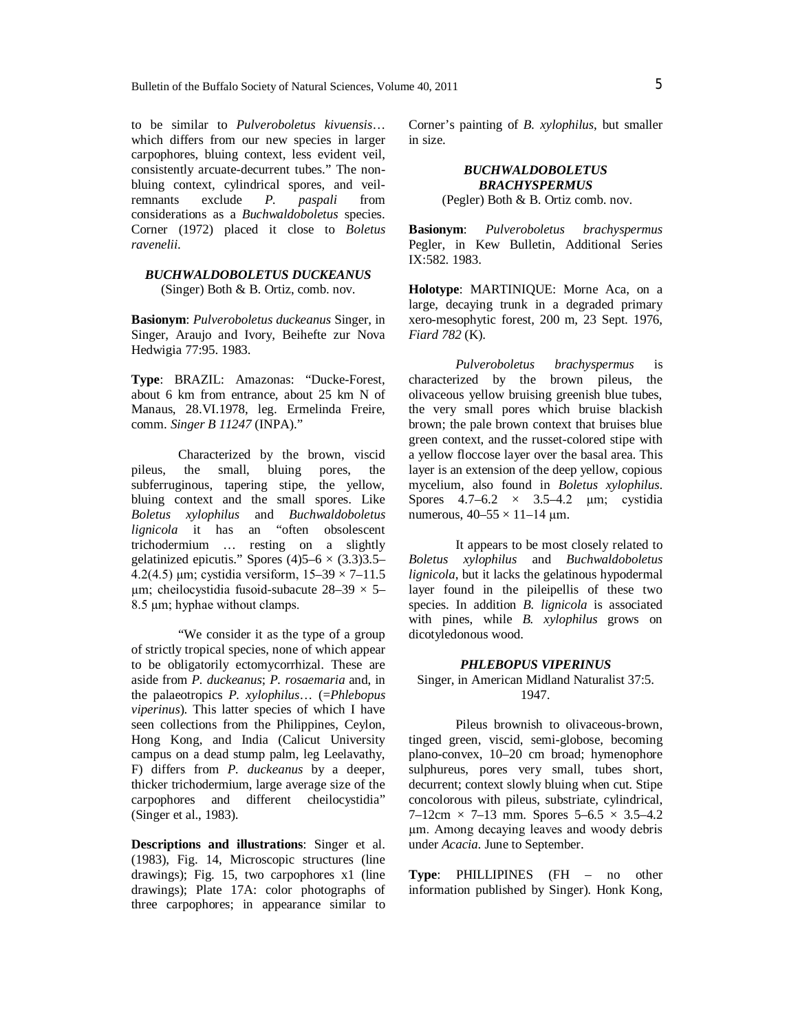to be similar to *Pulveroboletus kivuensis*… which differs from our new species in larger carpophores, bluing context, less evident veil, consistently arcuate-decurrent tubes." The non-bluing context, cylindrical spores, and veil-remnants exclude *P. paspali* from considerations as a *Buchwaldoboletus* species. Corner (1972) placed it close to *Boletus ravenelii*.

### *BUCHWALDOBOLETUS DUCKEANUS*
(Singer) Both & B. Ortiz, comb. nov.

**Basionym**: *Pulveroboletus duckeanus* Singer, in Singer, Araujo and Ivory, Beihefte zur Nova Hedwigia 77:95. 1983.

**Type**: BRAZIL: Amazonas: "Ducke-Forest, about 6 km from entrance, about 25 km N of Manaus, 28.VI.1978, leg. Ermelinda Freire, comm. *Singer B 11247* (INPA)."

Characterized by the brown, viscid pileus, the small, bluing pores, the subferruginous, tapering stipe, the yellow, bluing context and the small spores. Like *Boletus xylophilus* and *Buchwaldoboletus lignicola* it has an "often obsolescent trichodermium … resting on a slightly gelatinized epicutis." Spores (4)5–6 × (3.3)3.5–4.2(4.5) µm; cystidia versiform, 15–39 × 7–11.5 µm; cheilocystidia fusoid-subacute 28–39 × 5–8.5 µm; hyphae without clamps.

"We consider it as the type of a group of strictly tropical species, none of which appear to be obligatorily ectomycorrhizal. These are aside from *P. duckeanus*; *P. rosaemaria* and, in the palaeotropics *P. xylophilus*… (=*Phlebopus viperinus*). This latter species of which I have seen collections from the Philippines, Ceylon, Hong Kong, and India (Calicut University campus on a dead stump palm, leg Leelavathy, F) differs from *P. duckeanus* by a deeper, thicker trichodermium, large average size of the carpophores and different cheilocystidia" (Singer et al., 1983).

**Descriptions and illustrations**: Singer et al. (1983), Fig. 14, Microscopic structures (line drawings); Fig. 15, two carpophores x1 (line drawings); Plate 17A: color photographs of three carpophores; in appearance similar to Corner's painting of *B. xylophilus*, but smaller in size.

### *BUCHWALDOBOLETUS BRACHYSPERMUS*
(Pegler) Both & B. Ortiz comb. nov.

**Basionym**: *Pulveroboletus brachyspermus* Pegler, in Kew Bulletin, Additional Series IX:582. 1983.

**Holotype**: MARTINIQUE: Morne Aca, on a large, decaying trunk in a degraded primary xero-mesophytic forest, 200 m, 23 Sept. 1976, *Fiard 782* (K).

*Pulveroboletus brachyspermus* is characterized by the brown pileus, the olivaceous yellow bruising greenish blue tubes, the very small pores which bruise blackish brown; the pale brown context that bruises blue green context, and the russet-colored stipe with a yellow floccose layer over the basal area. This layer is an extension of the deep yellow, copious mycelium, also found in *Boletus xylophilus*. Spores 4.7–6.2 × 3.5–4.2 µm; cystidia numerous, 40–55 × 11–14 µm.

It appears to be most closely related to *Boletus xylophilus* and *Buchwaldoboletus lignicola*, but it lacks the gelatinous hypodermal layer found in the pileipellis of these two species. In addition *B. lignicola* is associated with pines, while *B. xylophilus* grows on dicotyledonous wood.

### *PHLEBOPUS VIPERINUS*
Singer, in American Midland Naturalist 37:5. 1947.

Pileus brownish to olivaceous-brown, tinged green, viscid, semi-globose, becoming plano-convex, 10–20 cm broad; hymenophore sulphureus, pores very small, tubes short, decurrent; context slowly bluing when cut. Stipe concolorous with pileus, substriate, cylindrical, 7–12cm × 7–13 mm. Spores 5–6.5 × 3.5–4.2 µm. Among decaying leaves and woody debris under *Acacia*. June to September.

**Type**: PHILLIPINES (FH – no other information published by Singer). Honk Kong,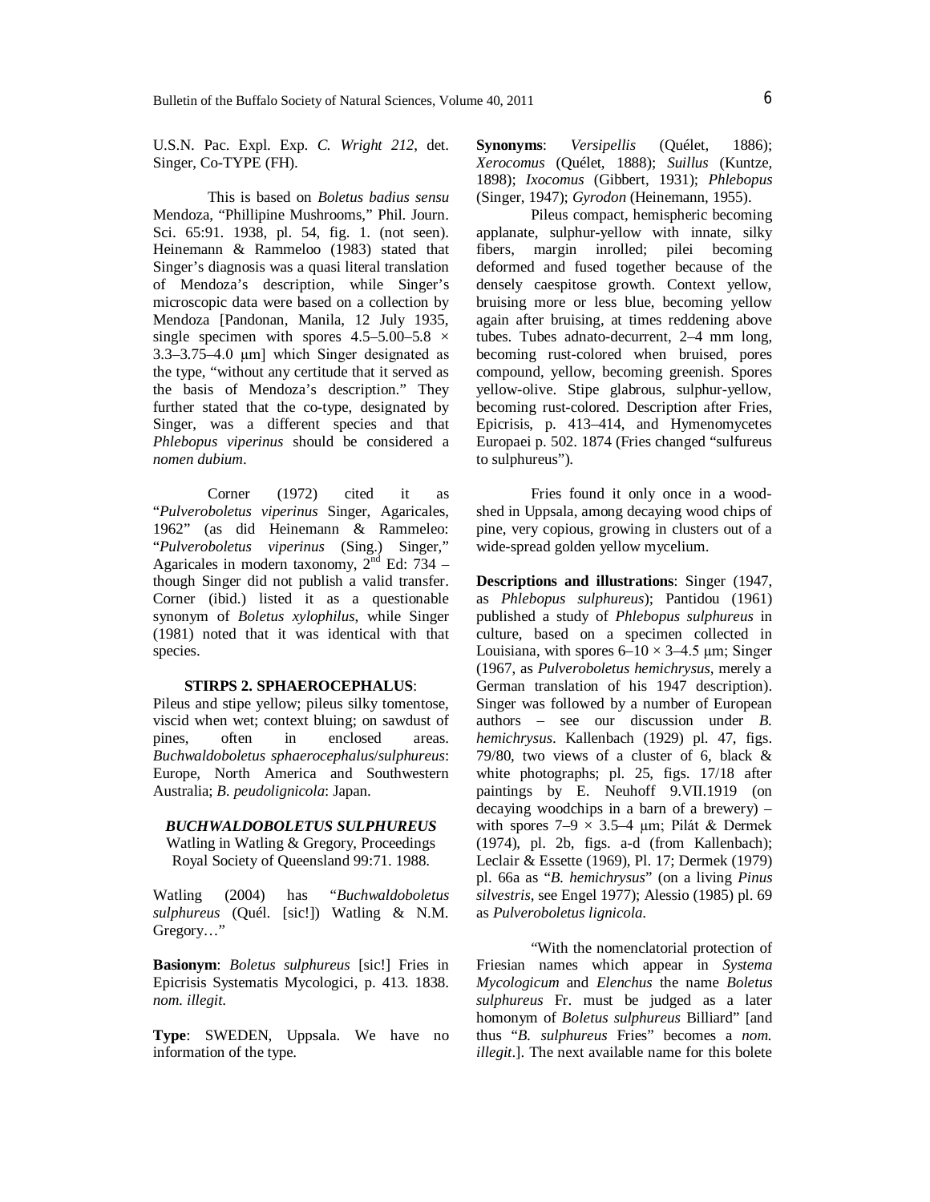U.S.N. Pac. Expl. Exp. *C. Wright 212*, det. Singer, Co-TYPE (FH).

This is based on *Boletus badius sensu* Mendoza, "Phillipine Mushrooms," Phil. Journ. Sci. 65:91. 1938, pl. 54, fig. 1. (not seen). Heinemann & Rammeloo (1983) stated that Singer's diagnosis was a quasi literal translation of Mendoza's description, while Singer's microscopic data were based on a collection by Mendoza [Pandonan, Manila, 12 July 1935, single specimen with spores 4.5–5.00–5.8 × 3.3–3.75–4.0 µm] which Singer designated as the type, "without any certitude that it served as the basis of Mendoza's description." They further stated that the co-type, designated by Singer, was a different species and that *Phlebopus viperinus* should be considered a *nomen dubium*.

Corner (1972) cited it as "*Pulveroboletus viperinus* Singer, Agaricales, 1962" (as did Heinemann & Rammeleo: "*Pulveroboletus viperinus* (Sing.) Singer," Agaricales in modern taxonomy, 2nd Ed: 734 – though Singer did not publish a valid transfer. Corner (ibid.) listed it as a questionable synonym of *Boletus xylophilus*, while Singer (1981) noted that it was identical with that species.

**STIRPS 2. SPHAEROCEPHALUS**:

Pileus and stipe yellow; pileus silky tomentose, viscid when wet; context bluing; on sawdust of pines, often in enclosed areas. *Buchwaldoboletus sphaerocephalus*/*sulphureus*: Europe, North America and Southwestern Australia; *B. peudolignicola*: Japan.

***BUCHWALDOBOLETUS SULPHUREUS***
Watling in Watling & Gregory, Proceedings Royal Society of Queensland 99:71. 1988.

Watling (2004) has "*Buchwaldoboletus sulphureus* (Quél. [sic!]) Watling & N.M. Gregory…"

**Basionym**: *Boletus sulphureus* [sic!] Fries in Epicrisis Systematis Mycologici, p. 413. 1838. *nom. illegit.*

**Type**: SWEDEN, Uppsala. We have no information of the type.

**Synonyms**: *Versipellis* (Quélet, 1886); *Xerocomus* (Quélet, 1888); *Suillus* (Kuntze, 1898); *Ixocomus* (Gibbert, 1931); *Phlebopus* (Singer, 1947); *Gyrodon* (Heinemann, 1955).

Pileus compact, hemispheric becoming applanate, sulphur-yellow with innate, silky fibers, margin inrolled; pilei becoming deformed and fused together because of the densely caespitose growth. Context yellow, bruising more or less blue, becoming yellow again after bruising, at times reddening above tubes. Tubes adnato-decurrent, 2–4 mm long, becoming rust-colored when bruised, pores compound, yellow, becoming greenish. Spores yellow-olive. Stipe glabrous, sulphur-yellow, becoming rust-colored. Description after Fries, Epicrisis, p. 413–414, and Hymenomycetes Europaei p. 502. 1874 (Fries changed "sulfureus to sulphureus").

Fries found it only once in a wood-shed in Uppsala, among decaying wood chips of pine, very copious, growing in clusters out of a wide-spread golden yellow mycelium.

**Descriptions and illustrations**: Singer (1947, as *Phlebopus sulphureus*); Pantidou (1961) published a study of *Phlebopus sulphureus* in culture, based on a specimen collected in Louisiana, with spores 6–10 × 3–4.5 µm; Singer (1967, as *Pulveroboletus hemichrysus*, merely a German translation of his 1947 description). Singer was followed by a number of European authors – see our discussion under *B. hemichrysus*. Kallenbach (1929) pl. 47, figs. 79/80, two views of a cluster of 6, black & white photographs; pl. 25, figs. 17/18 after paintings by E. Neuhoff 9.VII.1919 (on decaying woodchips in a barn of a brewery) – with spores 7–9 × 3.5–4 µm; Pilát & Dermek (1974), pl. 2b, figs. a-d (from Kallenbach); Leclair & Essette (1969), Pl. 17; Dermek (1979) pl. 66a as "*B. hemichrysus*" (on a living *Pinus silvestris*, see Engel 1977); Alessio (1985) pl. 69 as *Pulveroboletus lignicola*.

"With the nomenclatorial protection of Friesian names which appear in *Systema Mycologicum* and *Elenchus* the name *Boletus sulphureus* Fr. must be judged as a later homonym of *Boletus sulphureus* Billiard" [and thus "*B. sulphureus* Fries" becomes a *nom. illegit.*]. The next available name for this bolete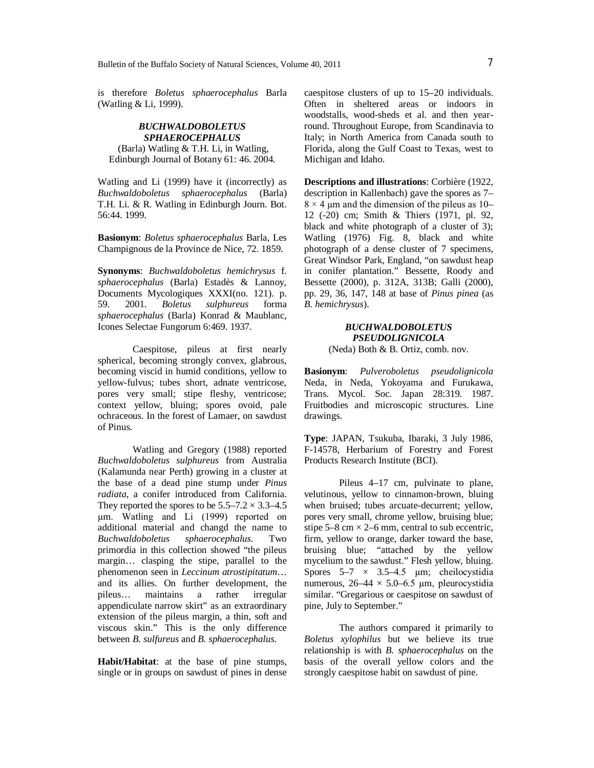is therefore *Boletus sphaerocephalus* Barla (Watling & Li, 1999).

### *BUCHWALDOBOLETUS SPHAEROCEPHALUS*

(Barla) Watling & T.H. Li, in Watling, Edinburgh Journal of Botany 61: 46. 2004.

Watling and Li (1999) have it (incorrectly) as *Buchwaldoboletus sphaerocephalus* (Barla) T.H. Li. & R. Watling in Edinburgh Journ. Bot. 56:44. 1999.

**Basionym**: *Boletus sphaerocephalus* Barla, Les Champignous de la Province de Nice, 72. 1859.

**Synonyms**: *Buchwaldoboletus hemichrysus* f. *sphaerocephalus* (Barla) Estadès & Lannoy, Documents Mycologiques XXXI(no. 121). p. 59. 2001. *Boletus sulphureus* forma *sphaerocephalus* (Barla) Konrad & Maublanc, Icones Selectae Fungorum 6:469. 1937.

Caespitose, pileus at first nearly spherical, becoming strongly convex, glabrous, becoming viscid in humid conditions, yellow to yellow-fulvus; tubes short, adnate ventricose, pores very small; stipe fleshy, ventricose; context yellow, bluing; spores ovoid, pale ochraceous. In the forest of Lamaer, on sawdust of Pinus.

Watling and Gregory (1988) reported *Buchwaldoboletus sulphureus* from Australia (Kalamunda near Perth) growing in a cluster at the base of a dead pine stump under *Pinus radiata*, a conifer introduced from California. They reported the spores to be 5.5–7.2 × 3.3–4.5 µm. Watling and Li (1999) reported on additional material and changd the name to *Buchwaldoboletus sphaerocephalus*. Two primordia in this collection showed "the pileus margin… clasping the stipe, parallel to the phenomenon seen in *Leccinum atrostipitatum*… and its allies. On further development, the pileus… maintains a rather irregular appendiculate narrow skirt" as an extraordinary extension of the pileus margin, a thin, soft and viscous skin." This is the only difference between *B. sulfureus* and *B. sphaerocephalus.*

**Habit/Habitat**: at the base of pine stumps, single or in groups on sawdust of pines in dense caespitose clusters of up to 15–20 individuals. Often in sheltered areas or indoors in woodstalls, wood-sheds et al. and then year-round. Throughout Europe, from Scandinavia to Italy; in North America from Canada south to Florida, along the Gulf Coast to Texas, west to Michigan and Idaho.

**Descriptions and illustrations**: Corbière (1922, description in Kallenbach) gave the spores as 7–8 × 4 µm and the dimension of the pileus as 10–12 (-20) cm; Smith & Thiers (1971, pl. 92, black and white photograph of a cluster of 3); Watling (1976) Fig. 8, black and white photograph of a dense cluster of 7 specimens, Great Windsor Park, England, "on sawdust heap in conifer plantation." Bessette, Roody and Bessette (2000), p. 312A, 313B; Galli (2000), pp. 29, 36, 147, 148 at base of *Pinus pinea* (as *B. hemichrysus*).

### *BUCHWALDOBOLETUS PSEUDOLIGNICOLA*

(Neda) Both & B. Ortiz, comb. nov.

**Basionym**: *Pulveroboletus pseudolignicola* Neda, in Neda, Yokoyama and Furukawa, Trans. Mycol. Soc. Japan 28:319. 1987. Fruitbodies and microscopic structures. Line drawings.

**Type**: JAPAN, Tsukuba, Ibaraki, 3 July 1986, F-14578, Herbarium of Forestry and Forest Products Research Institute (BCI).

Pileus 4–17 cm, pulvinate to plane, velutinous, yellow to cinnamon-brown, bluing when bruised; tubes arcuate-decurrent; yellow, pores very small, chrome yellow, bruising blue; stipe 5–8 cm × 2–6 mm, central to sub eccentric, firm, yellow to orange, darker toward the base, bruising blue; "attached by the yellow mycelium to the sawdust." Flesh yellow, bluing. Spores 5–7 × 3.5–4.5 µm; cheilocystidia numerous, 26–44 × 5.0–6.5 µm, pleurocystidia similar. "Gregarious or caespitose on sawdust of pine, July to September."

The authors compared it primarily to *Boletus xylophilus* but we believe its true relationship is with *B. sphaerocephalus* on the basis of the overall yellow colors and the strongly caespitose habit on sawdust of pine.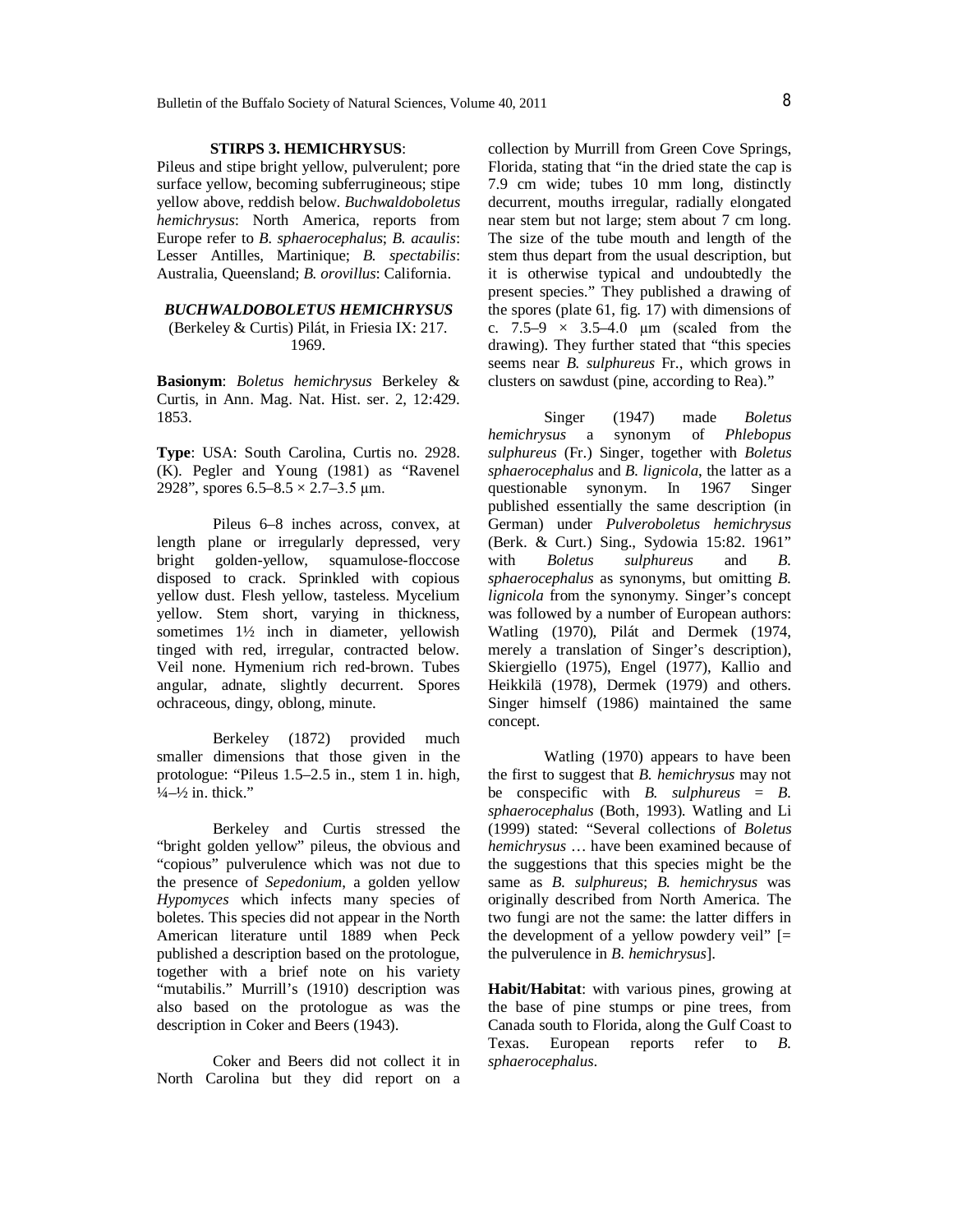**STIRPS 3. HEMICHRYSUS**:

Pileus and stipe bright yellow, pulverulent; pore surface yellow, becoming subferrugineous; stipe yellow above, reddish below. *Buchwaldoboletus hemichrysus*: North America, reports from Europe refer to *B. sphaerocephalus*; *B. acaulis*: Lesser Antilles, Martinique; *B. spectabilis*: Australia, Queensland; *B. orovillus*: California.

***BUCHWALDOBOLETUS HEMICHRYSUS***

(Berkeley & Curtis) Pilát, in Friesia IX: 217. 1969.

**Basionym**: *Boletus hemichrysus* Berkeley & Curtis, in Ann. Mag. Nat. Hist. ser. 2, 12:429. 1853.

**Type**: USA: South Carolina, Curtis no. 2928. (K). Pegler and Young (1981) as "Ravenel 2928", spores 6.5–8.5 × 2.7–3.5 μm.

Pileus 6–8 inches across, convex, at length plane or irregularly depressed, very bright golden-yellow, squamulose-floccose disposed to crack. Sprinkled with copious yellow dust. Flesh yellow, tasteless. Mycelium yellow. Stem short, varying in thickness, sometimes 1½ inch in diameter, yellowish tinged with red, irregular, contracted below. Veil none. Hymenium rich red-brown. Tubes angular, adnate, slightly decurrent. Spores ochraceous, dingy, oblong, minute.

Berkeley (1872) provided much smaller dimensions that those given in the protologue: "Pileus 1.5–2.5 in., stem 1 in. high, ¼–½ in. thick."

Berkeley and Curtis stressed the "bright golden yellow" pileus, the obvious and "copious" pulverulence which was not due to the presence of *Sepedonium*, a golden yellow *Hypomyces* which infects many species of boletes. This species did not appear in the North American literature until 1889 when Peck published a description based on the protologue, together with a brief note on his variety "mutabilis." Murrill's (1910) description was also based on the protologue as was the description in Coker and Beers (1943).

Coker and Beers did not collect it in North Carolina but they did report on a collection by Murrill from Green Cove Springs, Florida, stating that "in the dried state the cap is 7.9 cm wide; tubes 10 mm long, distinctly decurrent, mouths irregular, radially elongated near stem but not large; stem about 7 cm long. The size of the tube mouth and length of the stem thus depart from the usual description, but it is otherwise typical and undoubtedly the present species." They published a drawing of the spores (plate 61, fig. 17) with dimensions of c. 7.5–9 × 3.5–4.0 μm (scaled from the drawing). They further stated that "this species seems near *B. sulphureus* Fr., which grows in clusters on sawdust (pine, according to Rea)."

Singer (1947) made *Boletus hemichrysus* a synonym of *Phlebopus sulphureus* (Fr.) Singer, together with *Boletus sphaerocephalus* and *B. lignicola*, the latter as a questionable synonym. In 1967 Singer published essentially the same description (in German) under *Pulveroboletus hemichrysus* (Berk. & Curt.) Sing., Sydowia 15:82. 1961" with *Boletus sulphureus* and *B. sphaerocephalus* as synonyms, but omitting *B. lignicola* from the synonymy. Singer's concept was followed by a number of European authors: Watling (1970), Pilát and Dermek (1974, merely a translation of Singer's description), Skiergiello (1975), Engel (1977), Kallio and Heikkilä (1978), Dermek (1979) and others. Singer himself (1986) maintained the same concept.

Watling (1970) appears to have been the first to suggest that *B. hemichrysus* may not be conspecific with *B. sulphureus* = *B. sphaerocephalus* (Both, 1993). Watling and Li (1999) stated: "Several collections of *Boletus hemichrysus* … have been examined because of the suggestions that this species might be the same as *B. sulphureus*; *B. hemichrysus* was originally described from North America. The two fungi are not the same: the latter differs in the development of a yellow powdery veil" [= the pulverulence in *B. hemichrysus*].

**Habit/Habitat**: with various pines, growing at the base of pine stumps or pine trees, from Canada south to Florida, along the Gulf Coast to Texas. European reports refer to *B. sphaerocephalus*.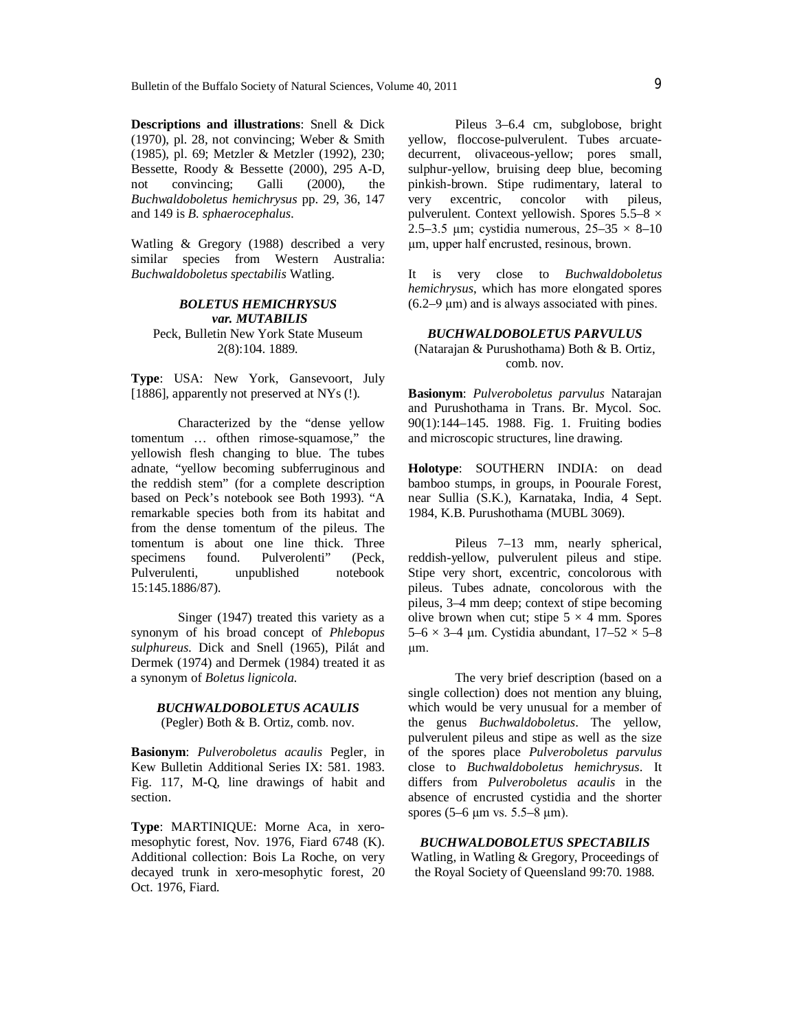**Descriptions and illustrations**: Snell & Dick (1970), pl. 28, not convincing; Weber & Smith (1985), pl. 69; Metzler & Metzler (1992), 230; Bessette, Roody & Bessette (2000), 295 A-D, not convincing; Galli (2000), the *Buchwaldoboletus hemichrysus* pp. 29, 36, 147 and 149 is *B. sphaerocephalus*.

Watling & Gregory (1988) described a very similar species from Western Australia: *Buchwaldoboletus spectabilis* Watling.

### *BOLETUS HEMICHRYSUS var. MUTABILIS*

Peck, Bulletin New York State Museum 2(8):104. 1889.

**Type**: USA: New York, Gansevoort, July [1886], apparently not preserved at NYs (!).

Characterized by the "dense yellow tomentum … ofthen rimose-squamose," the yellowish flesh changing to blue. The tubes adnate, "yellow becoming subferruginous and the reddish stem" (for a complete description based on Peck's notebook see Both 1993). "A remarkable species both from its habitat and from the dense tomentum of the pileus. The tomentum is about one line thick. Three specimens found. Pulverolenti" (Peck, Pulverulenti, unpublished notebook 15:145.1886/87).

Singer (1947) treated this variety as a synonym of his broad concept of *Phlebopus sulphureus.* Dick and Snell (1965), Pilát and Dermek (1974) and Dermek (1984) treated it as a synonym of *Boletus lignicola.*

### *BUCHWALDOBOLETUS ACAULIS*

(Pegler) Both & B. Ortiz, comb. nov.

**Basionym**: *Pulveroboletus acaulis* Pegler, in Kew Bulletin Additional Series IX: 581. 1983. Fig. 117, M-Q, line drawings of habit and section.

**Type**: MARTINIQUE: Morne Aca, in xero-mesophytic forest, Nov. 1976, Fiard 6748 (K). Additional collection: Bois La Roche, on very decayed trunk in xero-mesophytic forest, 20 Oct. 1976, Fiard.

Pileus 3–6.4 cm, subglobose, bright yellow, floccose-pulverulent. Tubes arcuate-decurrent, olivaceous-yellow; pores small, sulphur-yellow, bruising deep blue, becoming pinkish-brown. Stipe rudimentary, lateral to very excentric, concolor with pileus, pulverulent. Context yellowish. Spores 5.5–8 × 2.5–3.5 µm; cystidia numerous, 25–35 × 8–10 µm, upper half encrusted, resinous, brown.

It is very close to *Buchwaldoboletus hemichrysus*, which has more elongated spores (6.2–9 µm) and is always associated with pines.

### *BUCHWALDOBOLETUS PARVULUS*

(Natarajan & Purushothama) Both & B. Ortiz, comb. nov.

**Basionym**: *Pulveroboletus parvulus* Natarajan and Purushothama in Trans. Br. Mycol. Soc. 90(1):144–145. 1988. Fig. 1. Fruiting bodies and microscopic structures, line drawing.

**Holotype**: SOUTHERN INDIA: on dead bamboo stumps, in groups, in Poourale Forest, near Sullia (S.K.), Karnataka, India, 4 Sept. 1984, K.B. Purushothama (MUBL 3069).

Pileus 7–13 mm, nearly spherical, reddish-yellow, pulverulent pileus and stipe. Stipe very short, excentric, concolorous with pileus. Tubes adnate, concolorous with the pileus, 3–4 mm deep; context of stipe becoming olive brown when cut; stipe 5 × 4 mm. Spores 5–6 × 3–4 µm. Cystidia abundant, 17–52 × 5–8 µm.

The very brief description (based on a single collection) does not mention any bluing, which would be very unusual for a member of the genus *Buchwaldoboletus*. The yellow, pulverulent pileus and stipe as well as the size of the spores place *Pulveroboletus parvulus* close to *Buchwaldoboletus hemichrysus*. It differs from *Pulveroboletus acaulis* in the absence of encrusted cystidia and the shorter spores (5–6 µm vs. 5.5–8 µm).

### *BUCHWALDOBOLETUS SPECTABILIS*

Watling, in Watling & Gregory, Proceedings of the Royal Society of Queensland 99:70. 1988.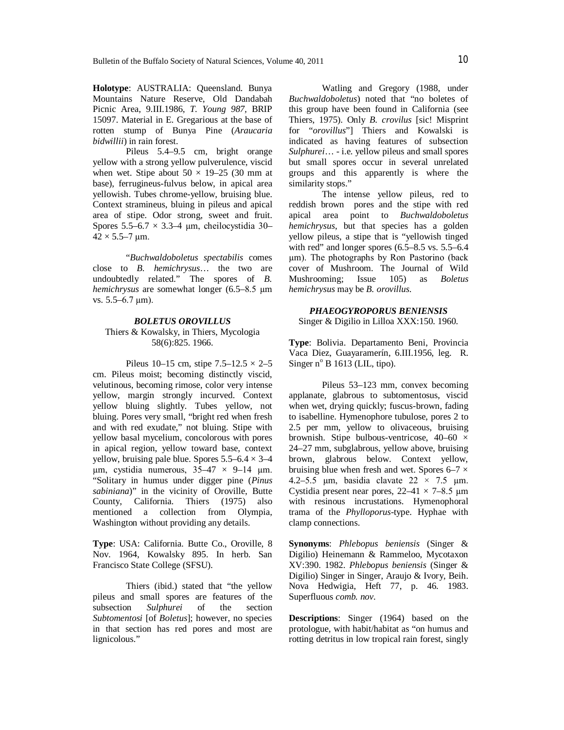**Holotype**: AUSTRALIA: Queensland. Bunya Mountains Nature Reserve, Old Dandabah Picnic Area, 9.III.1986, *T. Young 987*, BRIP 15097. Material in E. Gregarious at the base of rotten stump of Bunya Pine (*Araucaria bidwillii*) in rain forest.

Pileus 5.4–9.5 cm, bright orange yellow with a strong yellow pulverulence, viscid when wet. Stipe about 50 × 19–25 (30 mm at base), ferrugineus-fulvus below, in apical area yellowish. Tubes chrome-yellow, bruising blue. Context stramineus, bluing in pileus and apical area of stipe. Odor strong, sweet and fruit. Spores 5.5–6.7 × 3.3–4 µm, cheilocystidia 30–42 × 5.5–7 µm.

"*Buchwaldoboletus spectabilis* comes close to *B. hemichrysus*… the two are undoubtedly related." The spores of *B. hemichrysus* are somewhat longer (6.5–8.5 µm vs. 5.5–6.7 µm).

### *BOLETUS OROVILLUS*

Thiers & Kowalsky, in Thiers, Mycologia 58(6):825. 1966.

Pileus 10–15 cm, stipe 7.5–12.5 × 2–5 cm. Pileus moist; becoming distinctly viscid, velutinous, becoming rimose, color very intense yellow, margin strongly incurved. Context yellow bluing slightly. Tubes yellow, not bluing. Pores very small, "bright red when fresh and with red exudate," not bluing. Stipe with yellow basal mycelium, concolorous with pores in apical region, yellow toward base, context yellow, bruising pale blue. Spores 5.5–6.4 × 3–4 µm, cystidia numerous, 35–47 × 9–14 µm. "Solitary in humus under digger pine (*Pinus sabiniana*)" in the vicinity of Oroville, Butte County, California. Thiers (1975) also mentioned a collection from Olympia, Washington without providing any details.

**Type**: USA: California. Butte Co., Oroville, 8 Nov. 1964, Kowalsky 895. In herb. San Francisco State College (SFSU).

Thiers (ibid.) stated that "the yellow pileus and small spores are features of the subsection *Sulphurei* of the section *Subtomentosi* [of *Boletus*]; however, no species in that section has red pores and most are lignicolous."

Watling and Gregory (1988, under *Buchwaldoboletus*) noted that "no boletes of this group have been found in California (see Thiers, 1975). Only *B. crovilus* [sic! Misprint for "*orovillus*"] Thiers and Kowalski is indicated as having features of subsection *Sulphurei*… - i.e. yellow pileus and small spores but small spores occur in several unrelated groups and this apparently is where the similarity stops."

The intense yellow pileus, red to reddish brown pores and the stipe with red apical area point to *Buchwaldoboletus hemichrysus*, but that species has a golden yellow pileus, a stipe that is "yellowish tinged with red" and longer spores (6.5–8.5 vs. 5.5–6.4 µm). The photographs by Ron Pastorino (back cover of Mushroom. The Journal of Wild Mushrooming; Issue 105) as *Boletus hemichrysus* may be *B. orovillus*.

### *PHAEOGYROPORUS BENIENSIS*

Singer & Digilio in Lilloa XXX:150. 1960.

**Type**: Bolivia. Departamento Beni, Provincia Vaca Diez, Guayaramerín, 6.III.1956, leg. R. Singer n° B 1613 (LIL, tipo).

Pileus 53–123 mm, convex becoming applanate, glabrous to subtomentosus, viscid when wet, drying quickly; fuscus-brown, fading to isabelline. Hymenophore tubulose, pores 2 to 2.5 per mm, yellow to olivaceous, bruising brownish. Stipe bulbous-ventricose, 40–60 × 24–27 mm, subglabrous, yellow above, bruising brown, glabrous below. Context yellow, bruising blue when fresh and wet. Spores 6–7 × 4.2–5.5 µm, basidia clavate 22 × 7.5 µm. Cystidia present near pores, 22–41 × 7–8.5 µm with resinous incrustations. Hymenophoral trama of the *Phylloporus*-type. Hyphae with clamp connections.

**Synonyms**: *Phlebopus beniensis* (Singer & Digilio) Heinemann & Rammeloo, Mycotaxon XV:390. 1982. *Phlebopus beniensis* (Singer & Digilio) Singer in Singer, Araujo & Ivory, Beih. Nova Hedwigia, Heft 77, p. 46. 1983. Superfluous *comb. nov*.

**Descriptions**: Singer (1964) based on the protologue, with habit/habitat as "on humus and rotting detritus in low tropical rain forest, singly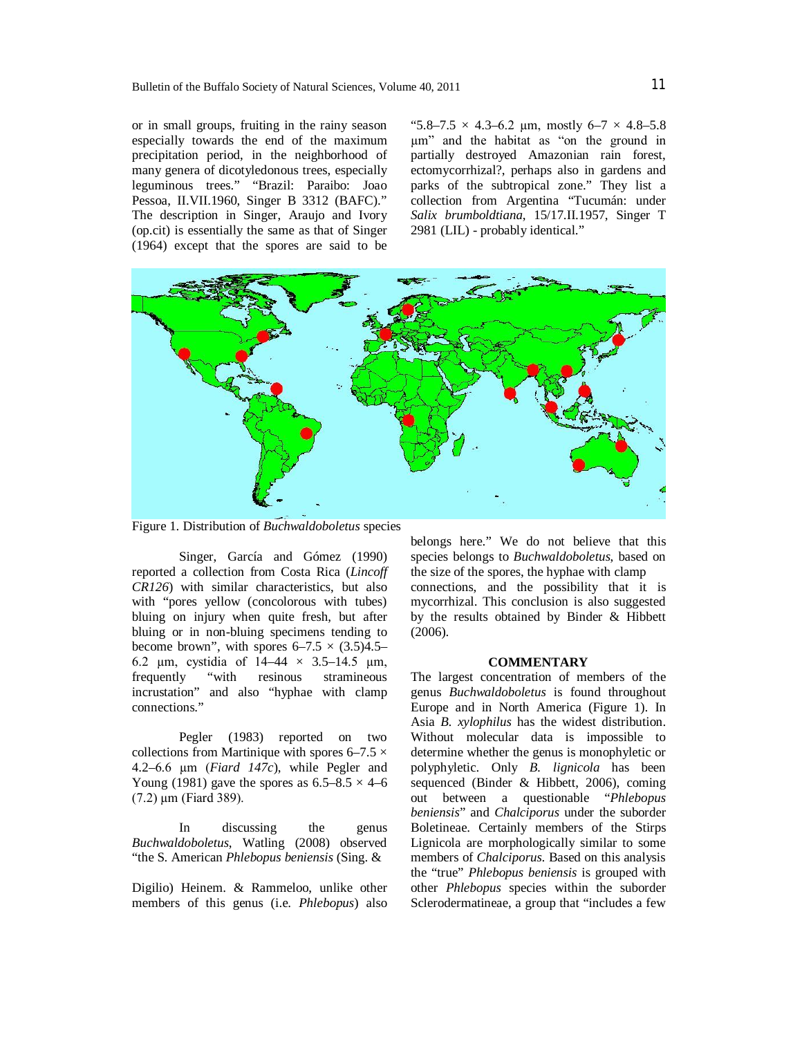or in small groups, fruiting in the rainy season especially towards the end of the maximum precipitation period, in the neighborhood of many genera of dicotyledonous trees, especially leguminous trees." "Brazil: Paraibo: Joao Pessoa, II.VII.1960, Singer B 3312 (BAFC)." The description in Singer, Araujo and Ivory (op.cit) is essentially the same as that of Singer (1964) except that the spores are said to be "5.8–7.5 × 4.3–6.2 µm, mostly 6–7 × 4.8–5.8 µm" and the habitat as "on the ground in partially destroyed Amazonian rain forest, ectomycorrhizal?, perhaps also in gardens and parks of the subtropical zone." They list a collection from Argentina "Tucumán: under *Salix brumboldtiana*, 15/17.II.1957, Singer T 2981 (LIL) - probably identical."

Figure 1. Distribution of *Buchwaldoboletus* species

Singer, García and Gómez (1990) reported a collection from Costa Rica (*Lincoff CR126*) with similar characteristics, but also with "pores yellow (concolorous with tubes) bluing on injury when quite fresh, but after bluing or in non-bluing specimens tending to become brown", with spores 6–7.5 × (3.5)4.5–6.2 µm, cystidia of 14–44 × 3.5–14.5 µm, frequently "with resinous stramineous incrustation" and also "hyphae with clamp connections."

Pegler (1983) reported on two collections from Martinique with spores 6–7.5 × 4.2–6.6 µm (*Fiard 147c*), while Pegler and Young (1981) gave the spores as 6.5–8.5 × 4–6 (7.2) µm (Fiard 389).

In discussing the genus *Buchwaldoboletus*, Watling (2008) observed "the S. American *Phlebopus beniensis* (Sing. & Digilio) Heinem. & Rammeloo, unlike other members of this genus (i.e. *Phlebopus*) also belongs here." We do not believe that this species belongs to *Buchwaldoboletus*, based on the size of the spores, the hyphae with clamp connections, and the possibility that it is mycorrhizal. This conclusion is also suggested by the results obtained by Binder & Hibbett (2006).

## COMMENTARY

The largest concentration of members of the genus *Buchwaldoboletus* is found throughout Europe and in North America (Figure 1). In Asia *B. xylophilus* has the widest distribution. Without molecular data is impossible to determine whether the genus is monophyletic or polyphyletic. Only *B. lignicola* has been sequenced (Binder & Hibbett, 2006), coming out between a questionable "*Phlebopus beniensis*" and *Chalciporus* under the suborder Boletineae. Certainly members of the Stirps Lignicola are morphologically similar to some members of *Chalciporus*. Based on this analysis the "true" *Phlebopus beniensis* is grouped with other *Phlebopus* species within the suborder Sclerodermatineae, a group that "includes a few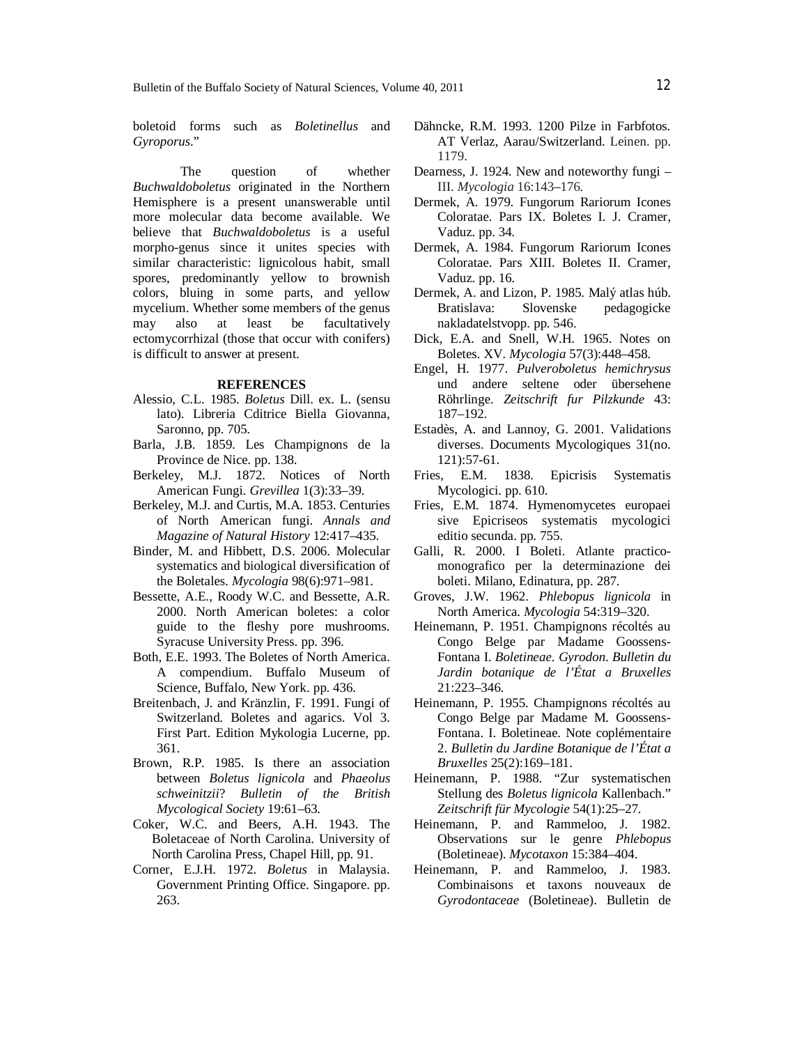boletoid forms such as *Boletinellus* and *Gyroporus*."

The question of whether *Buchwaldoboletus* originated in the Northern Hemisphere is a present unanswerable until more molecular data become available. We believe that *Buchwaldoboletus* is a useful morpho-genus since it unites species with similar characteristic: lignicolous habit, small spores, predominantly yellow to brownish colors, bluing in some parts, and yellow mycelium. Whether some members of the genus may also at least be facultatively ectomycorrhizal (those that occur with conifers) is difficult to answer at present.

## REFERENCES

Alessio, C.L. 1985. *Boletus* Dill. ex. L. (sensu lato). Libreria Cditrice Biella Giovanna, Saronno, pp. 705.

Barla, J.B. 1859. Les Champignons de la Province de Nice. pp. 138.

Berkeley, M.J. 1872. Notices of North American Fungi. *Grevillea* 1(3):33–39.

Berkeley, M.J. and Curtis, M.A. 1853. Centuries of North American fungi. *Annals and Magazine of Natural History* 12:417–435.

Binder, M. and Hibbett, D.S. 2006. Molecular systematics and biological diversification of the Boletales. *Mycologia* 98(6):971–981.

Bessette, A.E., Roody W.C. and Bessette, A.R. 2000. North American boletes: a color guide to the fleshy pore mushrooms. Syracuse University Press. pp. 396.

Both, E.E. 1993. The Boletes of North America. A compendium. Buffalo Museum of Science, Buffalo, New York. pp. 436.

Breitenbach, J. and Kränzlin, F. 1991. Fungi of Switzerland. Boletes and agarics. Vol 3. First Part. Edition Mykologia Lucerne, pp. 361.

Brown, R.P. 1985. Is there an association between *Boletus lignicola* and *Phaeolus schweinitzii*? *Bulletin of the British Mycological Society* 19:61–63.

Coker, W.C. and Beers, A.H. 1943. The Boletaceae of North Carolina. University of North Carolina Press, Chapel Hill, pp. 91.

Corner, E.J.H. 1972. *Boletus* in Malaysia. Government Printing Office. Singapore. pp. 263.

Dähncke, R.M. 1993. 1200 Pilze in Farbfotos. AT Verlaz, Aarau/Switzerland. Leinen. pp. 1179.

Dearness, J. 1924. New and noteworthy fungi – III. *Mycologia* 16:143–176.

Dermek, A. 1979. Fungorum Rariorum Icones Coloratae. Pars IX. Boletes I. J. Cramer, Vaduz. pp. 34.

Dermek, A. 1984. Fungorum Rariorum Icones Coloratae. Pars XIII. Boletes II. Cramer, Vaduz. pp. 16.

Dermek, A. and Lizon, P. 1985. Malý atlas húb. Bratislava: Slovenske pedagogicke nakladatelstvopp. pp. 546.

Dick, E.A. and Snell, W.H. 1965. Notes on Boletes. XV. *Mycologia* 57(3):448–458.

Engel, H. 1977. *Pulveroboletus hemichrysus* und andere seltene oder übersehene Röhrlinge. *Zeitschrift fur Pilzkunde* 43: 187–192.

Estadès, A. and Lannoy, G. 2001. Validations diverses. Documents Mycologiques 31(no. 121):57-61.

Fries, E.M. 1838. Epicrisis Systematis Mycologici. pp. 610.

Fries, E.M. 1874. Hymenomycetes europaei sive Epicriseos systematis mycologici editio secunda. pp. 755.

Galli, R. 2000. I Boleti. Atlante practico-monografico per la determinazione dei boleti. Milano, Edinatura, pp. 287.

Groves, J.W. 1962. *Phlebopus lignicola* in North America. *Mycologia* 54:319–320.

Heinemann, P. 1951. Champignons récoltés au Congo Belge par Madame Goossens-Fontana I. *Boletineae*. *Gyrodon*. *Bulletin du Jardin botanique de l'État a Bruxelles* 21:223–346.

Heinemann, P. 1955. Champignons récoltés au Congo Belge par Madame M. Goossens-Fontana. I. Boletineae. Note coplémentaire 2. *Bulletin du Jardine Botanique de l'État a Bruxelles* 25(2):169–181.

Heinemann, P. 1988. "Zur systematischen Stellung des *Boletus lignicola* Kallenbach." *Zeitschrift für Mycologie* 54(1):25–27.

Heinemann, P. and Rammeloo, J. 1982. Observations sur le genre *Phlebopus* (Boletineae). *Mycotaxon* 15:384–404.

Heinemann, P. and Rammeloo, J. 1983. Combinaisons et taxons nouveaux de *Gyrodontaceae* (Boletineae). Bulletin de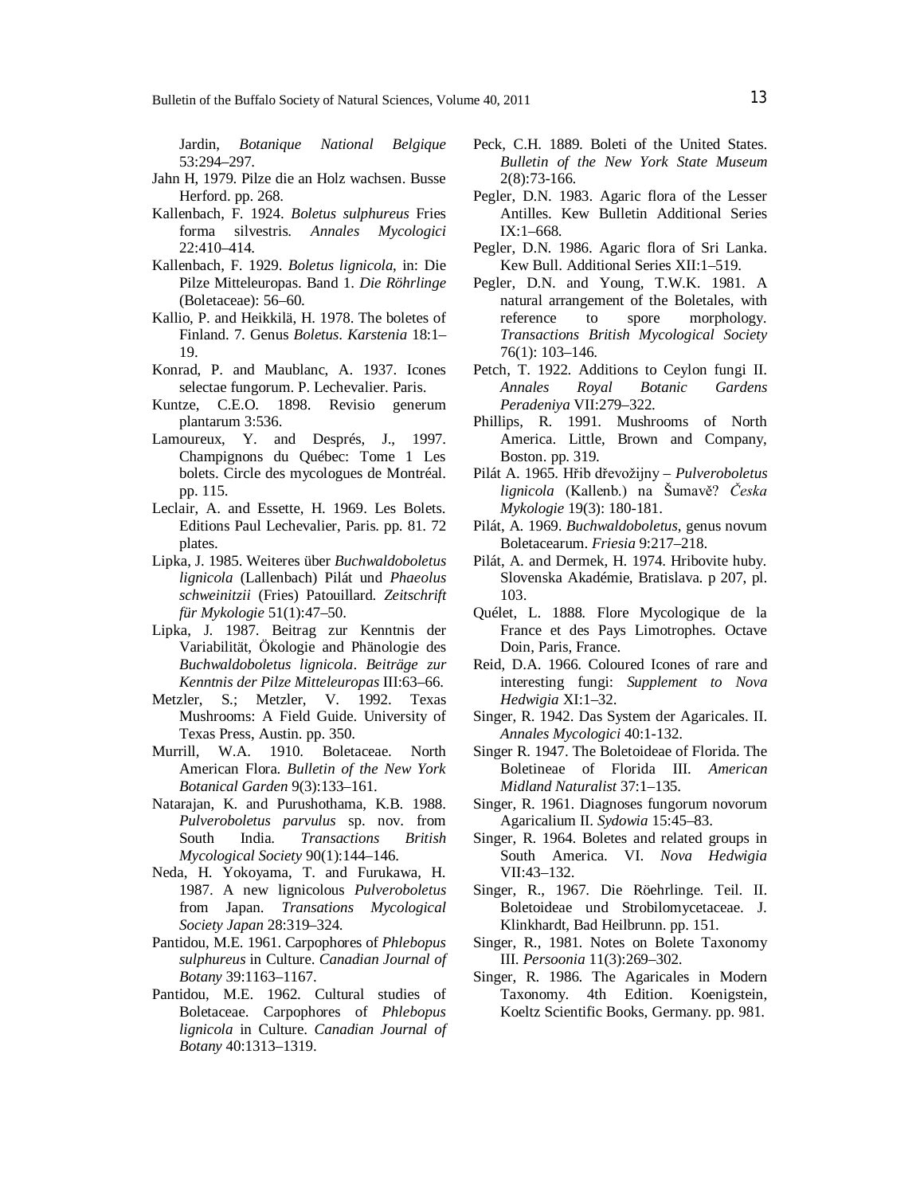Jardin, *Botanique National Belgique* 53:294–297.

Jahn H, 1979. Pilze die an Holz wachsen. Busse Herford. pp. 268.

Kallenbach, F. 1924. *Boletus sulphureus* Fries forma silvestris. *Annales Mycologici* 22:410–414.

Kallenbach, F. 1929. *Boletus lignicola*, in: Die Pilze Mitteleuropas. Band 1. *Die Röhrlinge* (Boletaceae): 56–60.

Kallio, P. and Heikkilä, H. 1978. The boletes of Finland. 7. Genus *Boletus*. *Karstenia* 18:1–19.

Konrad, P. and Maublanc, A. 1937. Icones selectae fungorum. P. Lechevalier. Paris.

Kuntze, C.E.O. 1898. Revisio generum plantarum 3:536.

Lamoureux, Y. and Després, J., 1997. Champignons du Québec: Tome 1 Les bolets. Circle des mycologues de Montréal. pp. 115.

Leclair, A. and Essette, H. 1969. Les Bolets. Editions Paul Lechevalier, Paris. pp. 81. 72 plates.

Lipka, J. 1985. Weiteres über *Buchwaldoboletus lignicola* (Lallenbach) Pilát und *Phaeolus schweinitzii* (Fries) Patouillard. *Zeitschrift für Mykologie* 51(1):47–50.

Lipka, J. 1987. Beitrag zur Kenntnis der Variabilität, Ökologie and Phänologie des *Buchwaldoboletus lignicola*. *Beiträge zur Kenntnis der Pilze Mitteleuropas* III:63–66.

Metzler, S.; Metzler, V. 1992. Texas Mushrooms: A Field Guide. University of Texas Press, Austin. pp. 350.

Murrill, W.A. 1910. Boletaceae. North American Flora. *Bulletin of the New York Botanical Garden* 9(3):133–161.

Natarajan, K. and Purushothama, K.B. 1988. *Pulveroboletus parvulus* sp. nov. from South India. *Transactions British Mycological Society* 90(1):144–146.

Neda, H. Yokoyama, T. and Furukawa, H. 1987. A new lignicolous *Pulveroboletus* from Japan. *Transations Mycological Society Japan* 28:319–324.

Pantidou, M.E. 1961. Carpophores of *Phlebopus sulphureus* in Culture. *Canadian Journal of Botany* 39:1163–1167.

Pantidou, M.E. 1962. Cultural studies of Boletaceae. Carpophores of *Phlebopus lignicola* in Culture. *Canadian Journal of Botany* 40:1313–1319.

Peck, C.H. 1889. Boleti of the United States. *Bulletin of the New York State Museum* 2(8):73-166.

Pegler, D.N. 1983. Agaric flora of the Lesser Antilles. Kew Bulletin Additional Series IX:1–668.

Pegler, D.N. 1986. Agaric flora of Sri Lanka. Kew Bull. Additional Series XII:1–519.

Pegler, D.N. and Young, T.W.K. 1981. A natural arrangement of the Boletales, with reference to spore morphology. *Transactions British Mycological Society* 76(1): 103–146.

Petch, T. 1922. Additions to Ceylon fungi II. *Annales Royal Botanic Gardens Peradeniya* VII:279–322.

Phillips, R. 1991. Mushrooms of North America. Little, Brown and Company, Boston. pp. 319.

Pilát A. 1965. Hřib dřevožijny – *Pulveroboletus lignicola* (Kallenb.) na Šumavě? *Česka Mykologie* 19(3): 180-181.

Pilát, A. 1969. *Buchwaldoboletus*, genus novum Boletacearum. *Friesia* 9:217–218.

Pilát, A. and Dermek, H. 1974. Hribovite huby. Slovenska Akadémie, Bratislava. p 207, pl. 103.

Quélet, L. 1888. Flore Mycologique de la France et des Pays Limotrophes. Octave Doin, Paris, France.

Reid, D.A. 1966. Coloured Icones of rare and interesting fungi: *Supplement to Nova Hedwigia* XI:1–32.

Singer, R. 1942. Das System der Agaricales. II. *Annales Mycologici* 40:1-132.

Singer R. 1947. The Boletoideae of Florida. The Boletineae of Florida III. *American Midland Naturalist* 37:1–135.

Singer, R. 1961. Diagnoses fungorum novorum Agaricalium II. *Sydowia* 15:45–83.

Singer, R. 1964. Boletes and related groups in South America. VI. *Nova Hedwigia* VII:43–132.

Singer, R., 1967. Die Röehrlinge. Teil. II. Boletoideae und Strobilomycetaceae. J. Klinkhardt, Bad Heilbrunn. pp. 151.

Singer, R., 1981. Notes on Bolete Taxonomy III. *Persoonia* 11(3):269–302.

Singer, R. 1986. The Agaricales in Modern Taxonomy. 4th Edition. Koenigstein, Koeltz Scientific Books, Germany. pp. 981.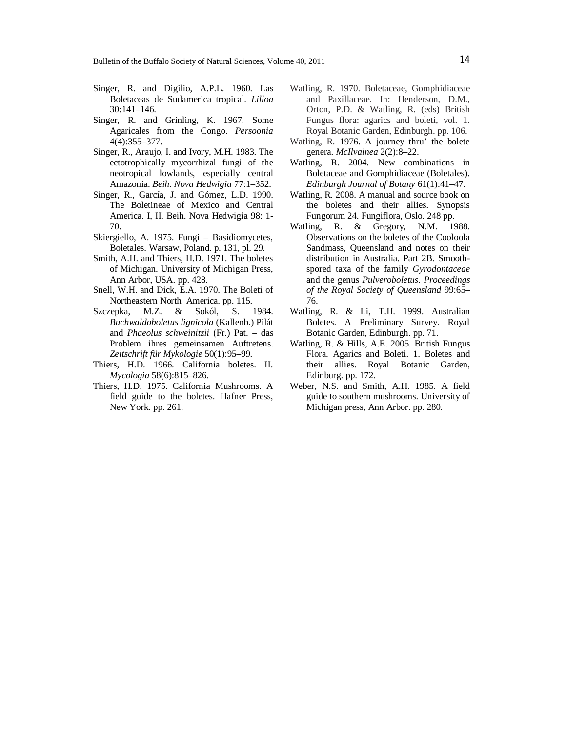Singer, R. and Digilio, A.P.L. 1960. Las Boletaceas de Sudamerica tropical. *Lilloa* 30:141–146.

Singer, R. and Grinling, K. 1967. Some Agaricales from the Congo. *Persoonia* 4(4):355–377.

Singer, R., Araujo, I. and Ivory, M.H. 1983. The ectotrophically mycorrhizal fungi of the neotropical lowlands, especially central Amazonia. *Beih. Nova Hedwigia* 77:1–352.

Singer, R., García, J. and Gómez, L.D. 1990. The Boletineae of Mexico and Central America. I, II. Beih. Nova Hedwigia 98: 1-70.

Skiergiello, A. 1975. Fungi – Basidiomycetes, Boletales. Warsaw, Poland. p. 131, pl. 29.

Smith, A.H. and Thiers, H.D. 1971. The boletes of Michigan. University of Michigan Press, Ann Arbor, USA. pp. 428.

Snell, W.H. and Dick, E.A. 1970. The Boleti of Northeastern North America. pp. 115.

Szczepka, M.Z. & Sokól, S. 1984. *Buchwaldoboletus lignicola* (Kallenb.) Pilát and *Phaeolus schweinitzii* (Fr.) Pat. – das Problem ihres gemeinsamen Auftretens. *Zeitschrift für Mykologie* 50(1):95–99.

Thiers, H.D. 1966. California boletes. II. *Mycologia* 58(6):815–826.

Thiers, H.D. 1975. California Mushrooms. A field guide to the boletes. Hafner Press, New York. pp. 261.

Watling, R. 1970. Boletaceae, Gomphidiaceae and Paxillaceae. In: Henderson, D.M., Orton, P.D. & Watling, R. (eds) British Fungus flora: agarics and boleti, vol. 1. Royal Botanic Garden, Edinburgh. pp. 106.

Watling, R. 1976. A journey thru' the bolete genera. *McIlvainea* 2(2):8–22.

Watling, R. 2004. New combinations in Boletaceae and Gomphidiaceae (Boletales). *Edinburgh Journal of Botany* 61(1):41–47.

Watling, R. 2008. A manual and source book on the boletes and their allies. Synopsis Fungorum 24. Fungiflora, Oslo. 248 pp.

Watling, R. & Gregory, N.M. 1988. Observations on the boletes of the Cooloola Sandmass, Queensland and notes on their distribution in Australia. Part 2B. Smooth-spored taxa of the family *Gyrodontaceae* and the genus *Pulveroboletus*. *Proceedings of the Royal Society of Queensland* 99:65–76.

Watling, R. & Li, T.H. 1999. Australian Boletes. A Preliminary Survey. Royal Botanic Garden, Edinburgh. pp. 71.

Watling, R. & Hills, A.E. 2005. British Fungus Flora. Agarics and Boleti. 1. Boletes and their allies. Royal Botanic Garden, Edinburg. pp. 172.

Weber, N.S. and Smith, A.H. 1985. A field guide to southern mushrooms. University of Michigan press, Ann Arbor. pp. 280.